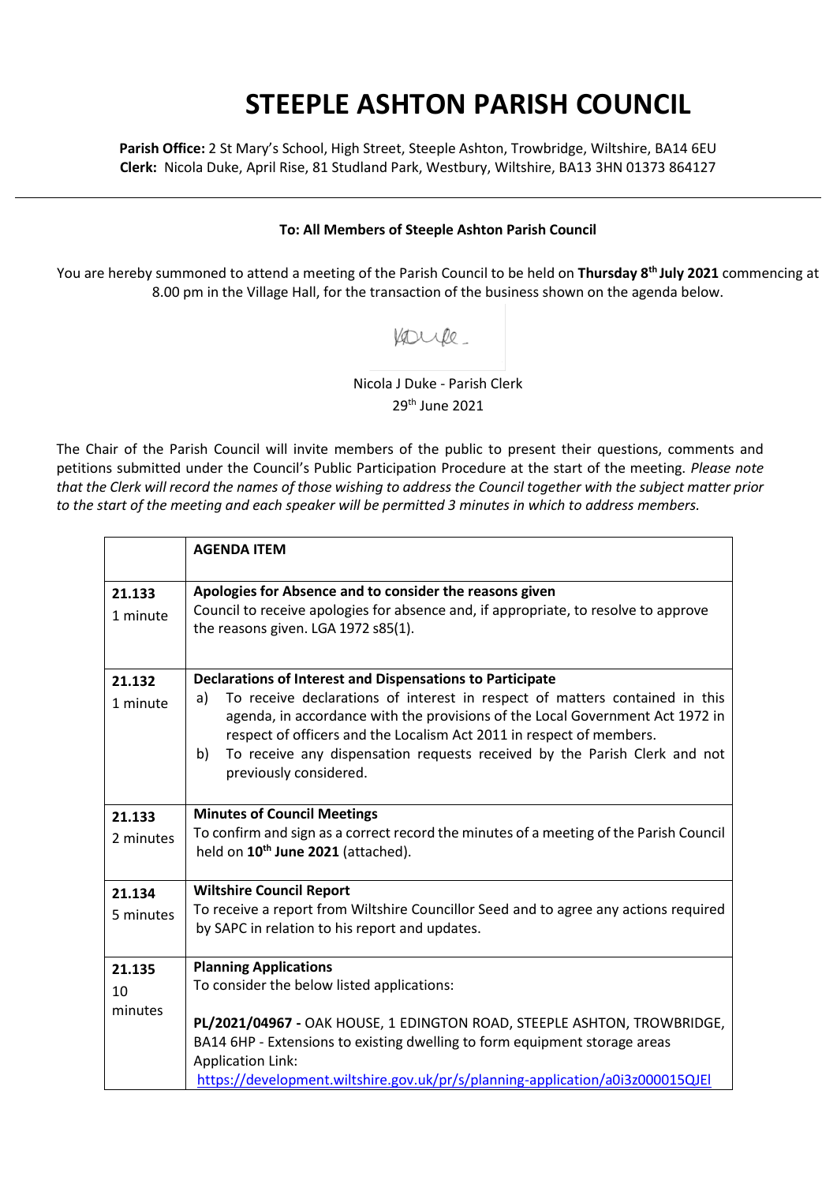# STEEPLE ASHTON PARISH COUNCIL

**Parish Office:** 2 St Mary's School, High Street, Steeple Ashton, Trowbridge, Wiltshire, BA14 6EU
**Clerk:** Nicola Duke, April Rise, 81 Studland Park, Westbury, Wiltshire, BA13 3HN 01373 864127

---

**To: All Members of Steeple Ashton Parish Council**

You are hereby summoned to attend a meeting of the Parish Council to be held on **Thursday 8th July 2021** commencing at 8.00 pm in the Village Hall, for the transaction of the business shown on the agenda below.

Nicola J Duke - Parish Clerk
29th June 2021

The Chair of the Parish Council will invite members of the public to present their questions, comments and petitions submitted under the Council's Public Participation Procedure at the start of the meeting. *Please note that the Clerk will record the names of those wishing to address the Council together with the subject matter prior to the start of the meeting and each speaker will be permitted 3 minutes in which to address members.*

| | **AGENDA ITEM** |
|---|---|
| **21.133**<br>1 minute | **Apologies for Absence and to consider the reasons given**<br>Council to receive apologies for absence and, if appropriate, to resolve to approve the reasons given. LGA 1972 s85(1). |
| **21.132**<br>1 minute | **Declarations of Interest and Dispensations to Participate**<br>a) To receive declarations of interest in respect of matters contained in this agenda, in accordance with the provisions of the Local Government Act 1972 in respect of officers and the Localism Act 2011 in respect of members.<br>b) To receive any dispensation requests received by the Parish Clerk and not previously considered. |
| **21.133**<br>2 minutes | **Minutes of Council Meetings**<br>To confirm and sign as a correct record the minutes of a meeting of the Parish Council held on **10th June 2021** (attached). |
| **21.134**<br>5 minutes | **Wiltshire Council Report**<br>To receive a report from Wiltshire Councillor Seed and to agree any actions required by SAPC in relation to his report and updates. |
| **21.135**<br>10 minutes | **Planning Applications**<br>To consider the below listed applications:<br><br>**PL/2021/04967 -** OAK HOUSE, 1 EDINGTON ROAD, STEEPLE ASHTON, TROWBRIDGE, BA14 6HP - Extensions to existing dwelling to form equipment storage areas<br>Application Link:<br>https://development.wiltshire.gov.uk/pr/s/planning-application/a0i3z000015QJEl |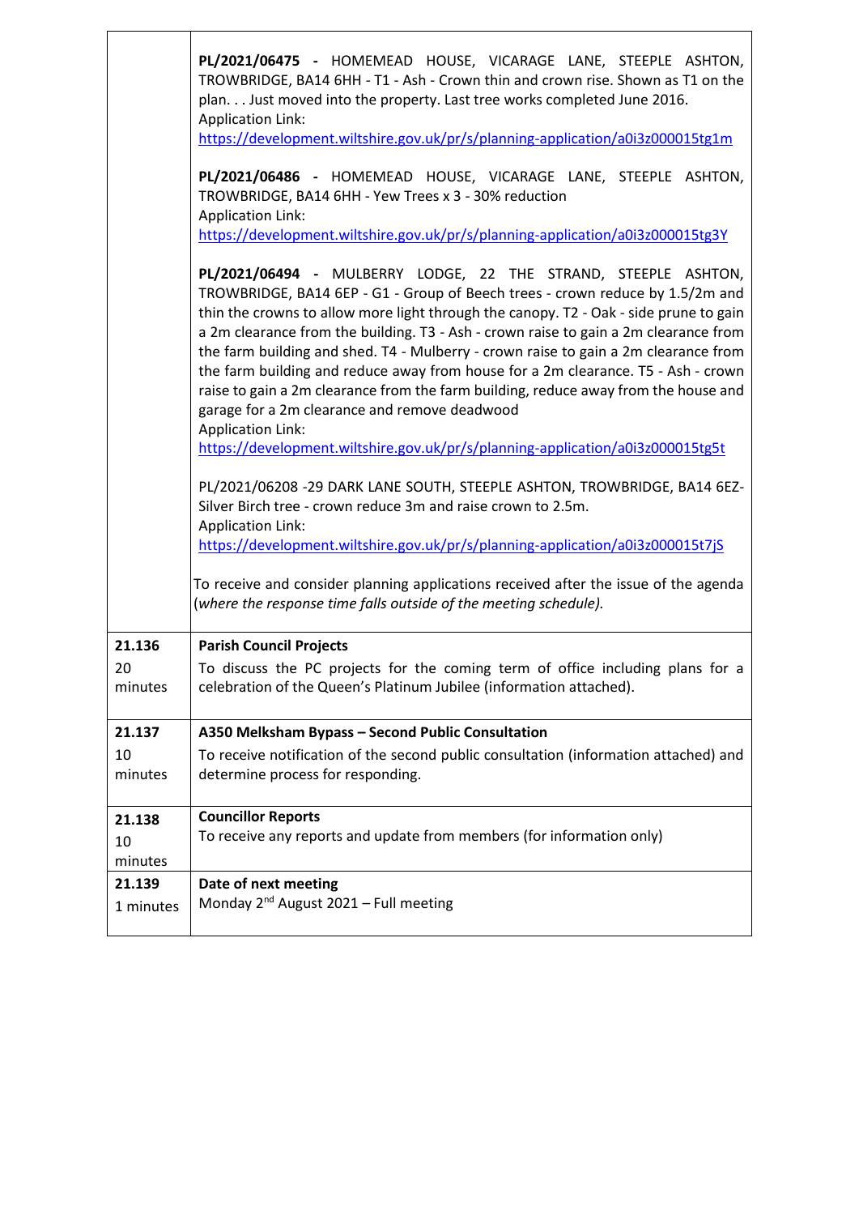| | |
|---|---|
| | **PL/2021/06475 -** HOMEMEAD HOUSE, VICARAGE LANE, STEEPLE ASHTON, TROWBRIDGE, BA14 6HH - T1 - Ash - Crown thin and crown rise. Shown as T1 on the plan. . . Just moved into the property. Last tree works completed June 2016.<br>Application Link:<br>https://development.wiltshire.gov.uk/pr/s/planning-application/a0i3z000015tg1m<br><br>**PL/2021/06486 -** HOMEMEAD HOUSE, VICARAGE LANE, STEEPLE ASHTON, TROWBRIDGE, BA14 6HH - Yew Trees x 3 - 30% reduction<br>Application Link:<br>https://development.wiltshire.gov.uk/pr/s/planning-application/a0i3z000015tg3Y<br><br>**PL/2021/06494 -** MULBERRY LODGE, 22 THE STRAND, STEEPLE ASHTON, TROWBRIDGE, BA14 6EP - G1 - Group of Beech trees - crown reduce by 1.5/2m and thin the crowns to allow more light through the canopy. T2 - Oak - side prune to gain a 2m clearance from the building. T3 - Ash - crown raise to gain a 2m clearance from the farm building and shed. T4 - Mulberry - crown raise to gain a 2m clearance from the farm building and reduce away from house for a 2m clearance. T5 - Ash - crown raise to gain a 2m clearance from the farm building, reduce away from the house and garage for a 2m clearance and remove deadwood<br>Application Link:<br>https://development.wiltshire.gov.uk/pr/s/planning-application/a0i3z000015tg5t<br><br>PL/2021/06208 -29 DARK LANE SOUTH, STEEPLE ASHTON, TROWBRIDGE, BA14 6EZ- Silver Birch tree - crown reduce 3m and raise crown to 2.5m.<br>Application Link:<br>https://development.wiltshire.gov.uk/pr/s/planning-application/a0i3z000015t7jS<br><br>To receive and consider planning applications received after the issue of the agenda (*where the response time falls outside of the meeting schedule).* |
| **21.136**<br>20 minutes | **Parish Council Projects**<br>To discuss the PC projects for the coming term of office including plans for a celebration of the Queen's Platinum Jubilee (information attached). |
| **21.137**<br>10 minutes | **A350 Melksham Bypass – Second Public Consultation**<br>To receive notification of the second public consultation (information attached) and determine process for responding. |
| **21.138**<br>10 minutes | **Councillor Reports**<br>To receive any reports and update from members (for information only) |
| **21.139**<br>1 minutes | **Date of next meeting**<br>Monday 2nd August 2021 – Full meeting |